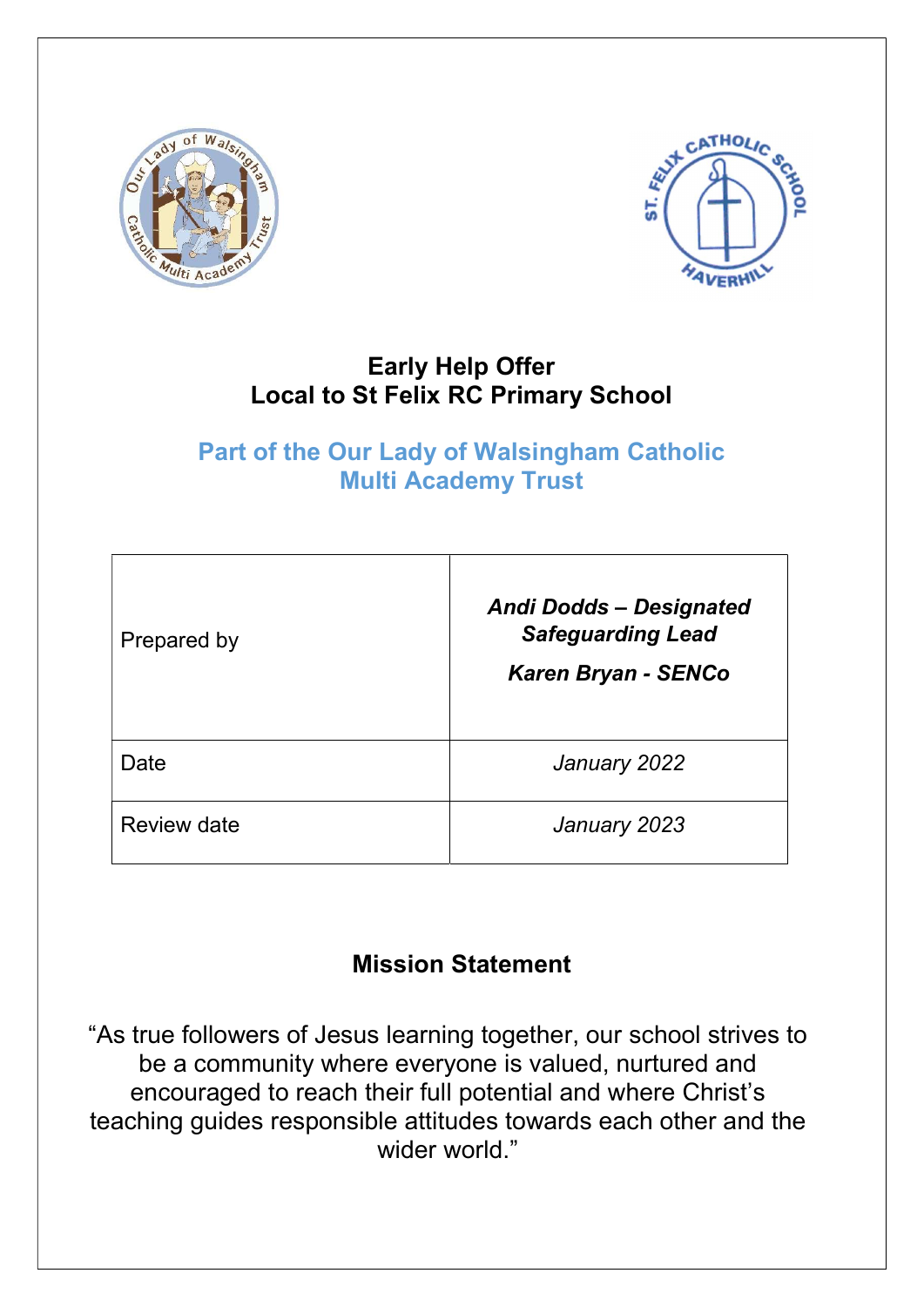# Early Help Offer
# Local to St Felix RC Primary School

## Part of the Our Lady of Walsingham Catholic Multi Academy Trust

| | |
|---|---|
| Prepared by | ***Andi Dodds – Designated Safeguarding Lead***<br><br>***Karen Bryan - SENCo*** |
| Date | *January 2022* |
| Review date | *January 2023* |

## Mission Statement

"As true followers of Jesus learning together, our school strives to be a community where everyone is valued, nurtured and encouraged to reach their full potential and where Christ's teaching guides responsible attitudes towards each other and the wider world."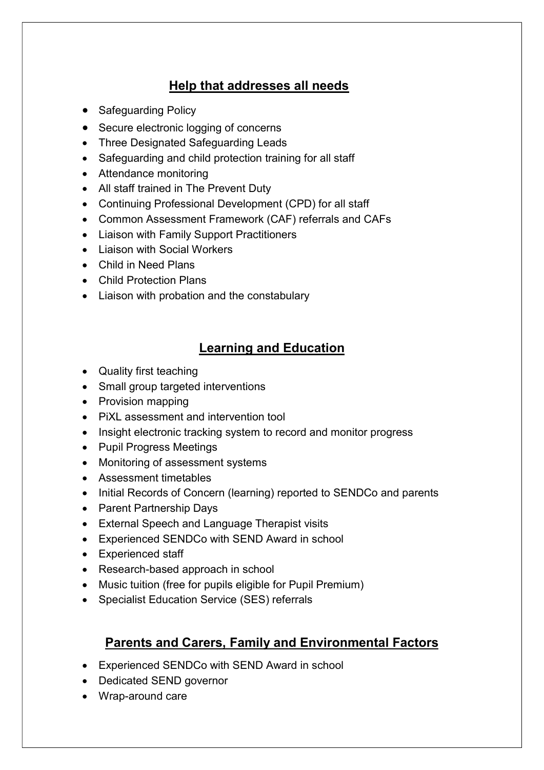## Help that addresses all needs

- Safeguarding Policy
- Secure electronic logging of concerns
- Three Designated Safeguarding Leads
- Safeguarding and child protection training for all staff
- Attendance monitoring
- All staff trained in The Prevent Duty
- Continuing Professional Development (CPD) for all staff
- Common Assessment Framework (CAF) referrals and CAFs
- Liaison with Family Support Practitioners
- Liaison with Social Workers
- Child in Need Plans
- Child Protection Plans
- Liaison with probation and the constabulary

## Learning and Education

- Quality first teaching
- Small group targeted interventions
- Provision mapping
- PiXL assessment and intervention tool
- Insight electronic tracking system to record and monitor progress
- Pupil Progress Meetings
- Monitoring of assessment systems
- Assessment timetables
- Initial Records of Concern (learning) reported to SENDCo and parents
- Parent Partnership Days
- External Speech and Language Therapist visits
- Experienced SENDCo with SEND Award in school
- Experienced staff
- Research-based approach in school
- Music tuition (free for pupils eligible for Pupil Premium)
- Specialist Education Service (SES) referrals

## Parents and Carers, Family and Environmental Factors

- Experienced SENDCo with SEND Award in school
- Dedicated SEND governor
- Wrap-around care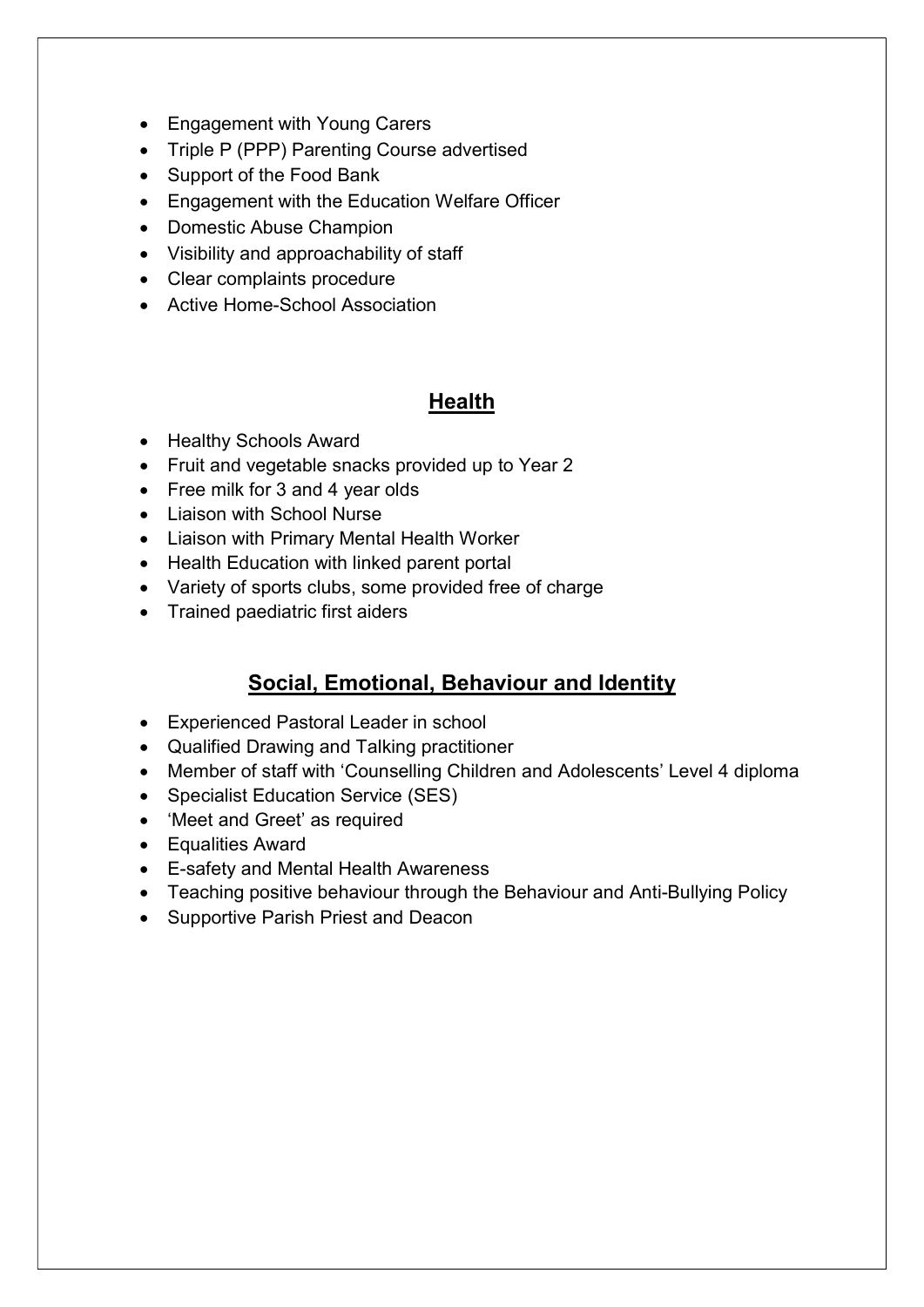- Engagement with Young Carers
- Triple P (PPP) Parenting Course advertised
- Support of the Food Bank
- Engagement with the Education Welfare Officer
- Domestic Abuse Champion
- Visibility and approachability of staff
- Clear complaints procedure
- Active Home-School Association

## Health

- Healthy Schools Award
- Fruit and vegetable snacks provided up to Year 2
- Free milk for 3 and 4 year olds
- Liaison with School Nurse
- Liaison with Primary Mental Health Worker
- Health Education with linked parent portal
- Variety of sports clubs, some provided free of charge
- Trained paediatric first aiders

## Social, Emotional, Behaviour and Identity

- Experienced Pastoral Leader in school
- Qualified Drawing and Talking practitioner
- Member of staff with 'Counselling Children and Adolescents' Level 4 diploma
- Specialist Education Service (SES)
- 'Meet and Greet' as required
- Equalities Award
- E-safety and Mental Health Awareness
- Teaching positive behaviour through the Behaviour and Anti-Bullying Policy
- Supportive Parish Priest and Deacon